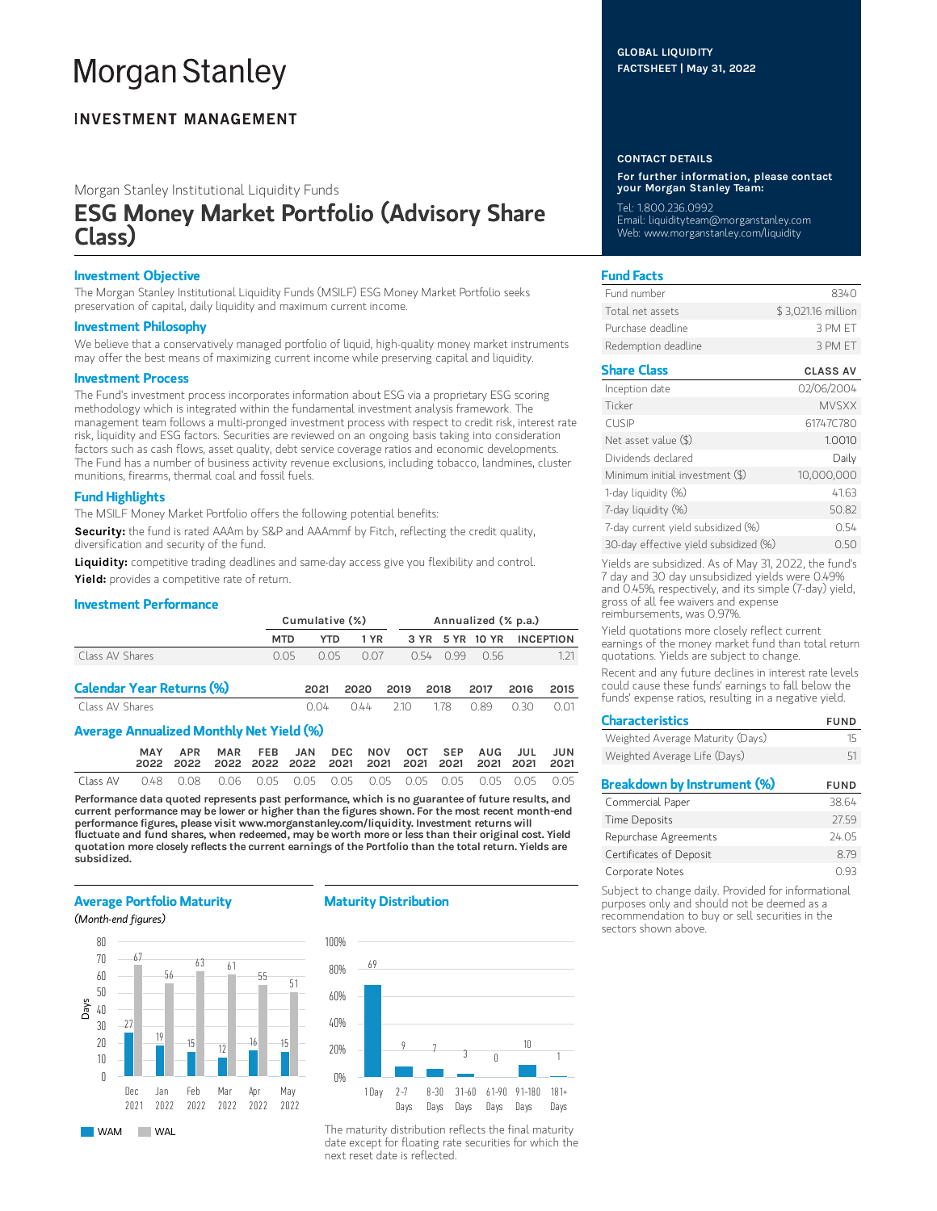# Morgan Stanley

INVESTMENT MANAGEMENT

GLOBAL LIQUIDITY
FACTSHEET | May 31, 2022

Morgan Stanley Institutional Liquidity Funds

## ESG Money Market Portfolio (Advisory Share Class)

### Investment Objective

The Morgan Stanley Institutional Liquidity Funds (MSILF) ESG Money Market Portfolio seeks preservation of capital, daily liquidity and maximum current income.

### Investment Philosophy

We believe that a conservatively managed portfolio of liquid, high-quality money market instruments may offer the best means of maximizing current income while preserving capital and liquidity.

### Investment Process

The Fund's investment process incorporates information about ESG via a proprietary ESG scoring methodology which is integrated within the fundamental investment analysis framework. The management team follows a multi-pronged investment process with respect to credit risk, interest rate risk, liquidity and ESG factors. Securities are reviewed on an ongoing basis taking into consideration factors such as cash flows, asset quality, debt service coverage ratios and economic developments. The Fund has a number of business activity revenue exclusions, including tobacco, landmines, cluster munitions, firearms, thermal coal and fossil fuels.

### Fund Highlights

The MSILF Money Market Portfolio offers the following potential benefits:

**Security:** the fund is rated AAAm by S&P and AAAmmf by Fitch, reflecting the credit quality, diversification and security of the fund.

**Liquidity:** competitive trading deadlines and same-day access give you flexibility and control.

**Yield:** provides a competitive rate of return.

### Investment Performance

| | Cumulative (%) | | | Annualized (% p.a.) | | | |
|---|---|---|---|---|---|---|---|
| | MTD | YTD | 1 YR | 3 YR | 5 YR | 10 YR | INCEPTION |
| Class AV Shares | 0.05 | 0.05 | 0.07 | 0.54 | 0.99 | 0.56 | 1.21 |

### Calendar Year Returns (%)

| | 2021 | 2020 | 2019 | 2018 | 2017 | 2016 | 2015 |
|---|---|---|---|---|---|---|---|
| Class AV Shares | 0.04 | 0.44 | 2.10 | 1.78 | 0.89 | 0.30 | 0.01 |

### Average Annualized Monthly Net Yield (%)

| | MAY 2022 | APR 2022 | MAR 2022 | FEB 2022 | JAN 2022 | DEC 2021 | NOV 2021 | OCT 2021 | SEP 2021 | AUG 2021 | JUL 2021 | JUN 2021 |
|---|---|---|---|---|---|---|---|---|---|---|---|---|
| Class AV | 0.48 | 0.08 | 0.06 | 0.05 | 0.05 | 0.05 | 0.05 | 0.05 | 0.05 | 0.05 | 0.05 | 0.05 |

**Performance data quoted represents past performance, which is no guarantee of future results, and current performance may be lower or higher than the figures shown. For the most recent month-end performance figures, please visit www.morganstanley.com/liquidity. Investment returns will fluctuate and fund shares, when redeemed, may be worth more or less than their original cost. Yield quotation more closely reflects the current earnings of the Portfolio than the total return. Yields are subsidized.**

### Average Portfolio Maturity

*(Month-end figures)*

| Days | Dec 2021 | Jan 2022 | Feb 2022 | Mar 2022 | Apr 2022 | May 2022 |
|---|---|---|---|---|---|---|
| WAM | 27 | 19 | 15 | 12 | 16 | 15 |
| WAL | 67 | 56 | 63 | 61 | 55 | 51 |

### Maturity Distribution

| 1 Day | 2-7 Days | 8-30 Days | 31-60 Days | 61-90 Days | 91-180 Days | 181+ Days |
|---|---|---|---|---|---|---|
| 69 | 9 | 7 | 3 | 0 | 10 | 1 |

The maturity distribution reflects the final maturity date except for floating rate securities for which the next reset date is reflected.

### CONTACT DETAILS

**For further information, please contact your Morgan Stanley Team:**

Tel: 1.800.236.0992
Email: liquidityteam@morganstanley.com
Web: www.morganstanley.com/liquidity

### Fund Facts

| | |
|---|---|
| Fund number | 8340 |
| Total net assets | $ 3,021.16 million |
| Purchase deadline | 3 PM ET |
| Redemption deadline | 3 PM ET |

### Share Class

| | CLASS AV |
|---|---|
| Inception date | 02/06/2004 |
| Ticker | MVSXX |
| CUSIP | 61747C780 |
| Net asset value ($) | 1.0010 |
| Dividends declared | Daily |
| Minimum initial investment ($) | 10,000,000 |
| 1-day liquidity (%) | 41.63 |
| 7-day liquidity (%) | 50.82 |
| 7-day current yield subsidized (%) | 0.54 |
| 30-day effective yield subsidized (%) | 0.50 |

Yields are subsidized. As of May 31, 2022, the fund's 7 day and 30 day unsubsidized yields were 0.49% and 0.45%, respectively, and its simple (7-day) yield, gross of all fee waivers and expense reimbursements, was 0.97%.

Yield quotations more closely reflect current earnings of the money market fund than total return quotations. Yields are subject to change.

Recent and any future declines in interest rate levels could cause these funds' earnings to fall below the funds' expense ratios, resulting in a negative yield.

### Characteristics

| | FUND |
|---|---|
| Weighted Average Maturity (Days) | 15 |
| Weighted Average Life (Days) | 51 |

### Breakdown by Instrument (%)

| | FUND |
|---|---|
| Commercial Paper | 38.64 |
| Time Deposits | 27.59 |
| Repurchase Agreements | 24.05 |
| Certificates of Deposit | 8.79 |
| Corporate Notes | 0.93 |

Subject to change daily. Provided for informational purposes only and should not be deemed as a recommendation to buy or sell securities in the sectors shown above.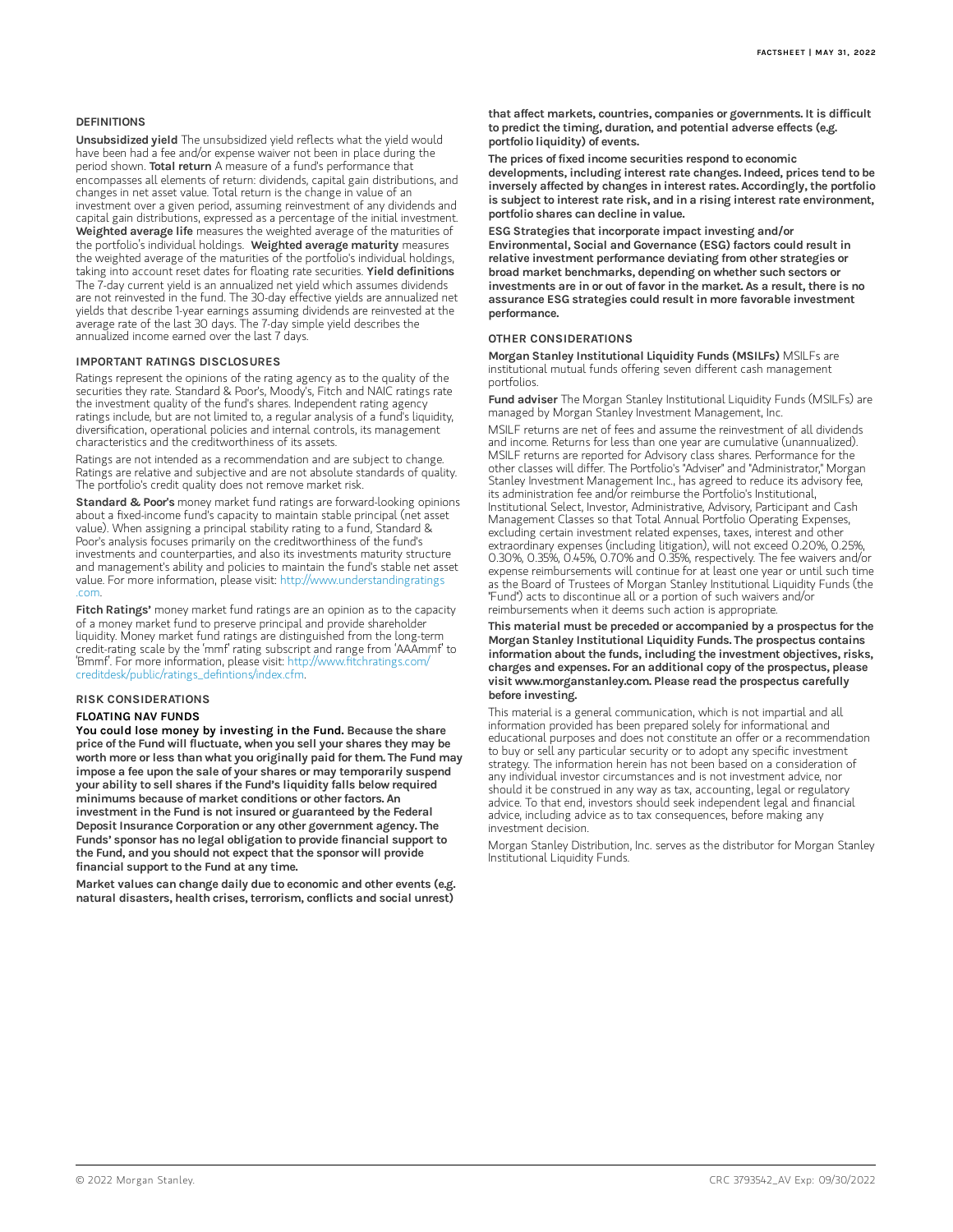## DEFINITIONS

**Unsubsidized yield** The unsubsidized yield reflects what the yield would have been had a fee and/or expense waiver not been in place during the period shown. **Total return** A measure of a fund's performance that encompasses all elements of return: dividends, capital gain distributions, and changes in net asset value. Total return is the change in value of an investment over a given period, assuming reinvestment of any dividends and capital gain distributions, expressed as a percentage of the initial investment. **Weighted average life** measures the weighted average of the maturities of the portfolio's individual holdings. **Weighted average maturity** measures the weighted average of the maturities of the portfolio's individual holdings, taking into account reset dates for floating rate securities. **Yield definitions** The 7-day current yield is an annualized net yield which assumes dividends are not reinvested in the fund. The 30-day effective yields are annualized net yields that describe 1-year earnings assuming dividends are reinvested at the average rate of the last 30 days. The 7-day simple yield describes the annualized income earned over the last 7 days.

## IMPORTANT RATINGS DISCLOSURES

Ratings represent the opinions of the rating agency as to the quality of the securities they rate. Standard & Poor's, Moody's, Fitch and NAIC ratings rate the investment quality of the fund's shares. Independent rating agency ratings include, but are not limited to, a regular analysis of a fund's liquidity, diversification, operational policies and internal controls, its management characteristics and the creditworthiness of its assets.

Ratings are not intended as a recommendation and are subject to change. Ratings are relative and subjective and are not absolute standards of quality. The portfolio's credit quality does not remove market risk.

**Standard & Poor's** money market fund ratings are forward-looking opinions about a fixed-income fund's capacity to maintain stable principal (net asset value). When assigning a principal stability rating to a fund, Standard & Poor's analysis focuses primarily on the creditworthiness of the fund's investments and counterparties, and also its investments maturity structure and management's ability and policies to maintain the fund's stable net asset value. For more information, please visit: http://www.understandingratings.com.

**Fitch Ratings'** money market fund ratings are an opinion as to the capacity of a money market fund to preserve principal and provide shareholder liquidity. Money market fund ratings are distinguished from the long-term credit-rating scale by the 'mmf' rating subscript and range from 'AAAmmf' to 'Bmmf'. For more information, please visit: http://www.fitchratings.com/creditdesk/public/ratings_defintions/index.cfm.

## RISK CONSIDERATIONS

### FLOATING NAV FUNDS

**You could lose money by investing in the Fund. Because the share price of the Fund will fluctuate, when you sell your shares they may be worth more or less than what you originally paid for them. The Fund may impose a fee upon the sale of your shares or may temporarily suspend your ability to sell shares if the Fund's liquidity falls below required minimums because of market conditions or other factors. An investment in the Fund is not insured or guaranteed by the Federal Deposit Insurance Corporation or any other government agency. The Funds' sponsor has no legal obligation to provide financial support to the Fund, and you should not expect that the sponsor will provide financial support to the Fund at any time.**

**Market values can change daily due to economic and other events (e.g. natural disasters, health crises, terrorism, conflicts and social unrest) that affect markets, countries, companies or governments. It is difficult to predict the timing, duration, and potential adverse effects (e.g. portfolio liquidity) of events.**

**The prices of fixed income securities respond to economic developments, including interest rate changes. Indeed, prices tend to be inversely affected by changes in interest rates. Accordingly, the portfolio is subject to interest rate risk, and in a rising interest rate environment, portfolio shares can decline in value.**

**ESG Strategies that incorporate impact investing and/or Environmental, Social and Governance (ESG) factors could result in relative investment performance deviating from other strategies or broad market benchmarks, depending on whether such sectors or investments are in or out of favor in the market. As a result, there is no assurance ESG strategies could result in more favorable investment performance.**

## OTHER CONSIDERATIONS

**Morgan Stanley Institutional Liquidity Funds (MSILFs)** MSILFs are institutional mutual funds offering seven different cash management portfolios.

**Fund adviser** The Morgan Stanley Institutional Liquidity Funds (MSILFs) are managed by Morgan Stanley Investment Management, Inc.

MSILF returns are net of fees and assume the reinvestment of all dividends and income. Returns for less than one year are cumulative (unannualized). MSILF returns are reported for Advisory class shares. Performance for the other classes will differ. The Portfolio's "Adviser" and "Administrator," Morgan Stanley Investment Management Inc., has agreed to reduce its advisory fee, its administration fee and/or reimburse the Portfolio's Institutional, Institutional Select, Investor, Administrative, Advisory, Participant and Cash Management Classes so that Total Annual Portfolio Operating Expenses, excluding certain investment related expenses, taxes, interest and other extraordinary expenses (including litigation), will not exceed 0.20%, 0.25%, 0.30%, 0.35%, 0.45%, 0.70% and 0.35%, respectively. The fee waivers and/or expense reimbursements will continue for at least one year or until such time as the Board of Trustees of Morgan Stanley Institutional Liquidity Funds (the "Fund") acts to discontinue all or a portion of such waivers and/or reimbursements when it deems such action is appropriate.

**This material must be preceded or accompanied by a prospectus for the Morgan Stanley Institutional Liquidity Funds. The prospectus contains information about the funds, including the investment objectives, risks, charges and expenses. For an additional copy of the prospectus, please visit www.morganstanley.com. Please read the prospectus carefully before investing.**

This material is a general communication, which is not impartial and all information provided has been prepared solely for informational and educational purposes and does not constitute an offer or a recommendation to buy or sell any particular security or to adopt any specific investment strategy. The information herein has not been based on a consideration of any individual investor circumstances and is not investment advice, nor should it be construed in any way as tax, accounting, legal or regulatory advice. To that end, investors should seek independent legal and financial advice, including advice as to tax consequences, before making any investment decision.

Morgan Stanley Distribution, Inc. serves as the distributor for Morgan Stanley Institutional Liquidity Funds.

© 2022 Morgan Stanley. CRC 3793542_AV Exp: 09/30/2022